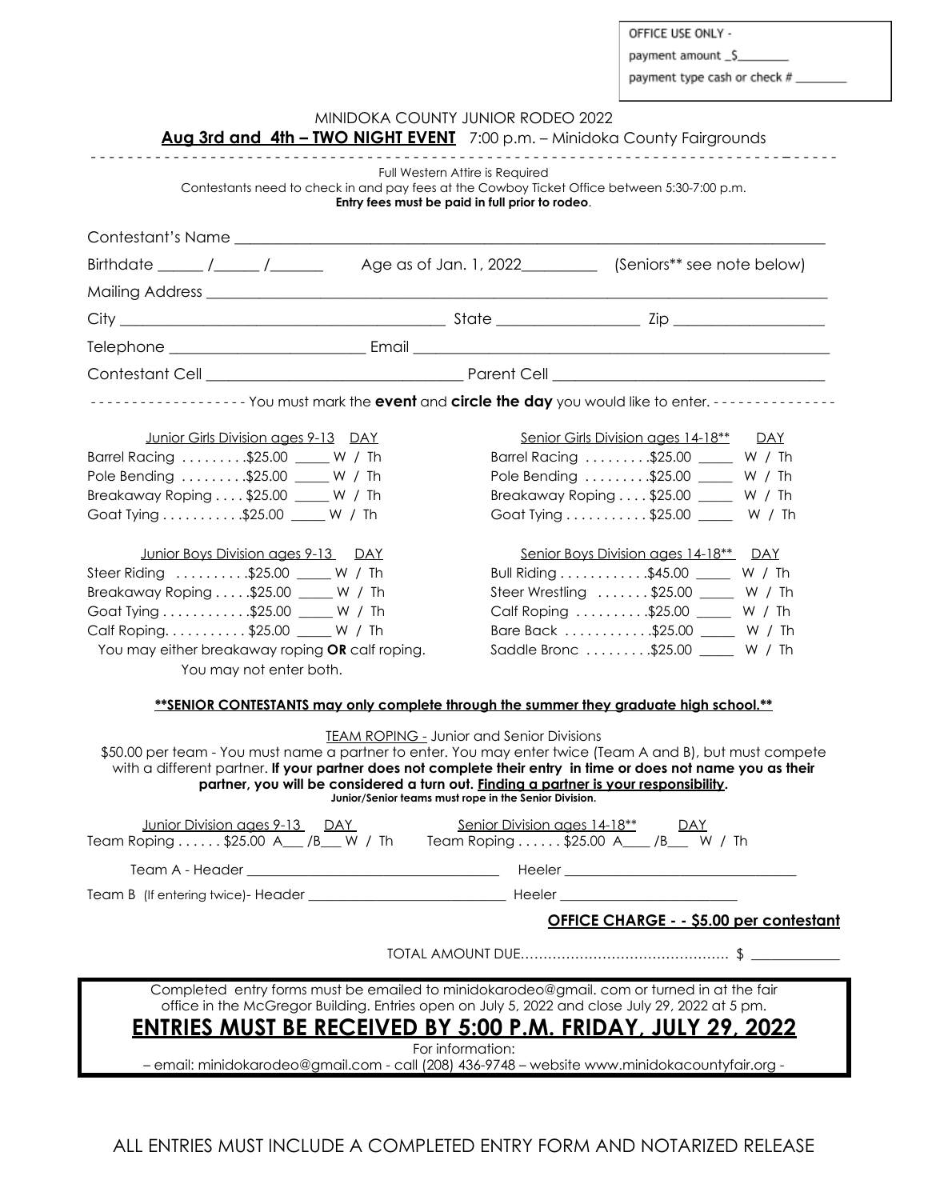OFFICE USE ONLY -
payment amount _$________
payment type cash or check # ________

# MINIDOKA COUNTY JUNIOR RODEO 2022

**Aug 3rd and 4th – TWO NIGHT EVENT** 7:00 p.m. – Minidoka County Fairgrounds

Full Western Attire is Required

Contestants need to check in and pay fees at the Cowboy Ticket Office between 5:30-7:00 p.m.

**Entry fees must be paid in full prior to rodeo**.

Contestant's Name ____________________________________________

Birthdate ______ /______ /_______ Age as of Jan. 1, 2022__________ (Seniors** see note below)

Mailing Address ____________________________________________

City ______________________ State ________________ Zip ________________

Telephone ______________________ Email ______________________________

Contestant Cell ______________________ Parent Cell ______________________

You must mark the **event** and **circle the day** you would like to enter.

**Junior Girls Division ages 9-13** DAY

- Barrel Racing .........$25.00 _____ W / Th
- Pole Bending .........$25.00 _____ W / Th
- Breakaway Roping ....$25.00 _____ W / Th
- Goat Tying ...........$25.00 _____ W / Th

**Senior Girls Division ages 14-18**** DAY

- Barrel Racing .........$25.00 _____ W / Th
- Pole Bending .........$25.00 _____ W / Th
- Breakaway Roping ....$25.00 _____ W / Th
- Goat Tying ...........$25.00 _____ W / Th

**Junior Boys Division ages 9-13** DAY

- Steer Riding ..........$25.00 _____ W / Th
- Breakaway Roping .....$25.00 _____ W / Th
- Goat Tying ............$25.00 _____ W / Th
- Calf Roping............$25.00 _____ W / Th

You may either breakaway roping **OR** calf roping. You may not enter both.

**Senior Boys Division ages 14-18**** DAY

- Bull Riding ............$45.00 _____ W / Th
- Steer Wrestling .......$25.00 _____ W / Th
- Calf Roping ..........$25.00 _____ W / Th
- Bare Back ............$25.00 _____ W / Th
- Saddle Bronc .........$25.00 _____ W / Th

**\*\*SENIOR CONTESTANTS may only complete through the summer they graduate high school.\*\***

TEAM ROPING - Junior and Senior Divisions

$50.00 per team - You must name a partner to enter. You may enter twice (Team A and B), but must compete with a different partner. **If your partner does not complete their entry in time or does not name you as their partner, you will be considered a turn out. Finding a partner is your responsibility.**

**Junior/Senior teams must rope in the Senior Division.**

Junior Division ages 9-13 DAY
Team Roping ...... $25.00 A___ /B___ W / Th

Senior Division ages 14-18** DAY
Team Roping ...... $25.00 A____ /B___ W / Th

Team A - Header ______________________ Heeler ______________________

Team B (If entering twice)- Header ______________________ Heeler ______________________

**OFFICE CHARGE - - $5.00 per contestant**

TOTAL AMOUNT DUE.............................................. $ ____________

Completed entry forms must be emailed to minidokarodeo@gmail. com or turned in at the fair office in the McGregor Building. Entries open on July 5, 2022 and close July 29, 2022 at 5 pm.

## ENTRIES MUST BE RECEIVED BY 5:00 P.M. FRIDAY, JULY 29, 2022

For information:
– email: minidokarodeo@gmail.com - call (208) 436-9748 – website www.minidokacountyfair.org -

ALL ENTRIES MUST INCLUDE A COMPLETED ENTRY FORM AND NOTARIZED RELEASE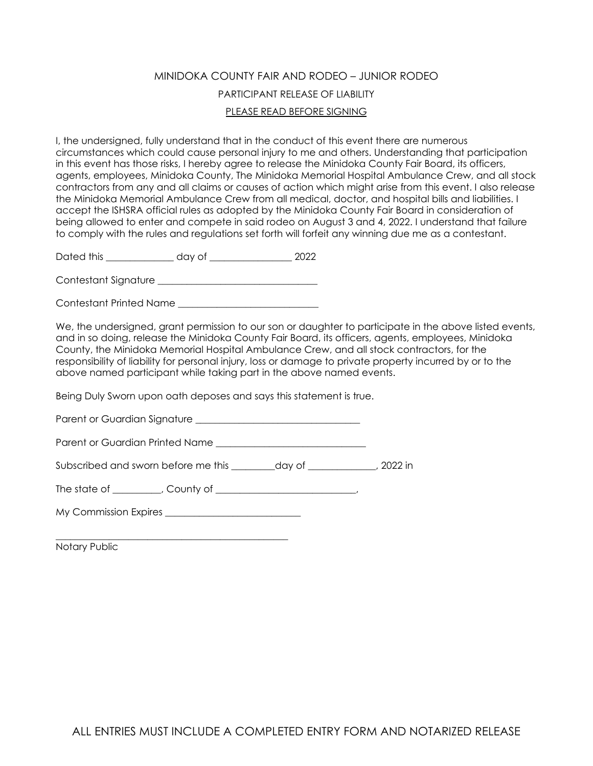MINIDOKA COUNTY FAIR AND RODEO – JUNIOR RODEO

PARTICIPANT RELEASE OF LIABILITY

PLEASE READ BEFORE SIGNING

I, the undersigned, fully understand that in the conduct of this event there are numerous circumstances which could cause personal injury to me and others. Understanding that participation in this event has those risks, I hereby agree to release the Minidoka County Fair Board, its officers, agents, employees, Minidoka County, The Minidoka Memorial Hospital Ambulance Crew, and all stock contractors from any and all claims or causes of action which might arise from this event. I also release the Minidoka Memorial Ambulance Crew from all medical, doctor, and hospital bills and liabilities. I accept the ISHSRA official rules as adopted by the Minidoka County Fair Board in consideration of being allowed to enter and compete in said rodeo on August 3 and 4, 2022. I understand that failure to comply with the rules and regulations set forth will forfeit any winning due me as a contestant.

Dated this _____________ day of ________________ 2022

Contestant Signature ________________________________

Contestant Printed Name ____________________________

We, the undersigned, grant permission to our son or daughter to participate in the above listed events, and in so doing, release the Minidoka County Fair Board, its officers, agents, employees, Minidoka County, the Minidoka Memorial Hospital Ambulance Crew, and all stock contractors, for the responsibility of liability for personal injury, loss or damage to private property incurred by or to the above named participant while taking part in the above named events.

Being Duly Sworn upon oath deposes and says this statement is true.

Parent or Guardian Signature _________________________________

Parent or Guardian Printed Name ______________________________

Subscribed and sworn before me this ________day of _____________, 2022 in

The state of _________, County of ___________________________,

My Commission Expires ___________________________

_______________________________________________

Notary Public

ALL ENTRIES MUST INCLUDE A COMPLETED ENTRY FORM AND NOTARIZED RELEASE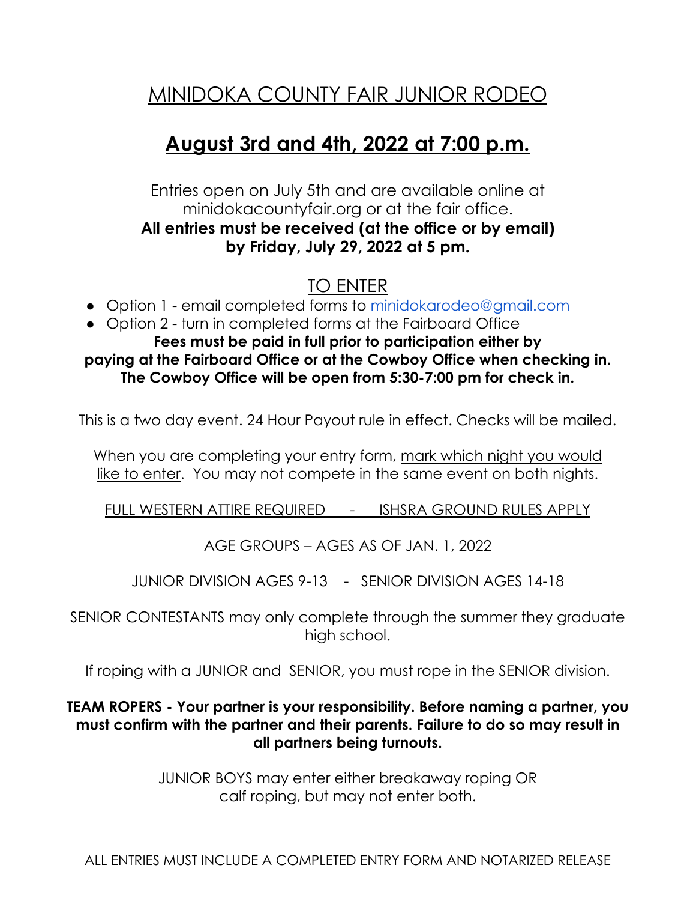# MINIDOKA COUNTY FAIR JUNIOR RODEO

## **August 3rd and 4th, 2022 at 7:00 p.m.**

Entries open on July 5th and are available online at minidokacountyfair.org or at the fair office.
**All entries must be received (at the office or by email) by Friday, July 29, 2022 at 5 pm.**

## TO ENTER

- Option 1 - email completed forms to minidokarodeo@gmail.com
- Option 2 - turn in completed forms at the Fairboard Office

**Fees must be paid in full prior to participation either by paying at the Fairboard Office or at the Cowboy Office when checking in. The Cowboy Office will be open from 5:30-7:00 pm for check in.**

This is a two day event. 24 Hour Payout rule in effect. Checks will be mailed.

When you are completing your entry form, mark which night you would like to enter. You may not compete in the same event on both nights.

FULL WESTERN ATTIRE REQUIRED - ISHSRA GROUND RULES APPLY

AGE GROUPS – AGES AS OF JAN. 1, 2022

JUNIOR DIVISION AGES 9-13 - SENIOR DIVISION AGES 14-18

SENIOR CONTESTANTS may only complete through the summer they graduate high school.

If roping with a JUNIOR and SENIOR, you must rope in the SENIOR division.

**TEAM ROPERS - Your partner is your responsibility. Before naming a partner, you must confirm with the partner and their parents. Failure to do so may result in all partners being turnouts.**

JUNIOR BOYS may enter either breakaway roping OR calf roping, but may not enter both.

ALL ENTRIES MUST INCLUDE A COMPLETED ENTRY FORM AND NOTARIZED RELEASE